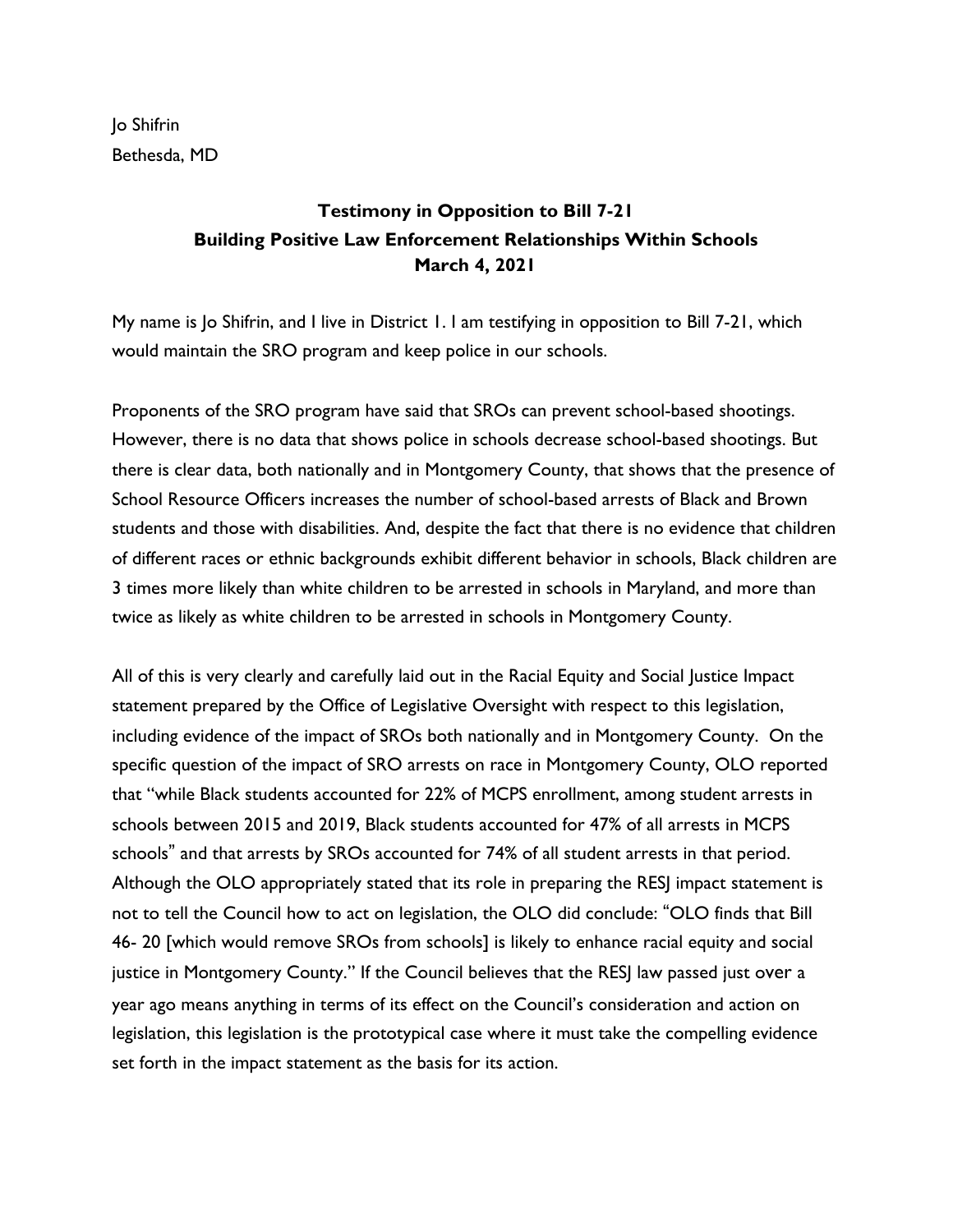Jo Shifrin
Bethesda, MD

# Testimony in Opposition to Bill 7-21
## Building Positive Law Enforcement Relationships Within Schools
### March 4, 2021

My name is Jo Shifrin, and I live in District 1. I am testifying in opposition to Bill 7-21, which would maintain the SRO program and keep police in our schools.

Proponents of the SRO program have said that SROs can prevent school-based shootings. However, there is no data that shows police in schools decrease school-based shootings. But there is clear data, both nationally and in Montgomery County, that shows that the presence of School Resource Officers increases the number of school-based arrests of Black and Brown students and those with disabilities. And, despite the fact that there is no evidence that children of different races or ethnic backgrounds exhibit different behavior in schools, Black children are 3 times more likely than white children to be arrested in schools in Maryland, and more than twice as likely as white children to be arrested in schools in Montgomery County.

All of this is very clearly and carefully laid out in the Racial Equity and Social Justice Impact statement prepared by the Office of Legislative Oversight with respect to this legislation, including evidence of the impact of SROs both nationally and in Montgomery County. On the specific question of the impact of SRO arrests on race in Montgomery County, OLO reported that "while Black students accounted for 22% of MCPS enrollment, among student arrests in schools between 2015 and 2019, Black students accounted for 47% of all arrests in MCPS schools" and that arrests by SROs accounted for 74% of all student arrests in that period. Although the OLO appropriately stated that its role in preparing the RESJ impact statement is not to tell the Council how to act on legislation, the OLO did conclude: "OLO finds that Bill 46- 20 [which would remove SROs from schools] is likely to enhance racial equity and social justice in Montgomery County." If the Council believes that the RESJ law passed just over a year ago means anything in terms of its effect on the Council's consideration and action on legislation, this legislation is the prototypical case where it must take the compelling evidence set forth in the impact statement as the basis for its action.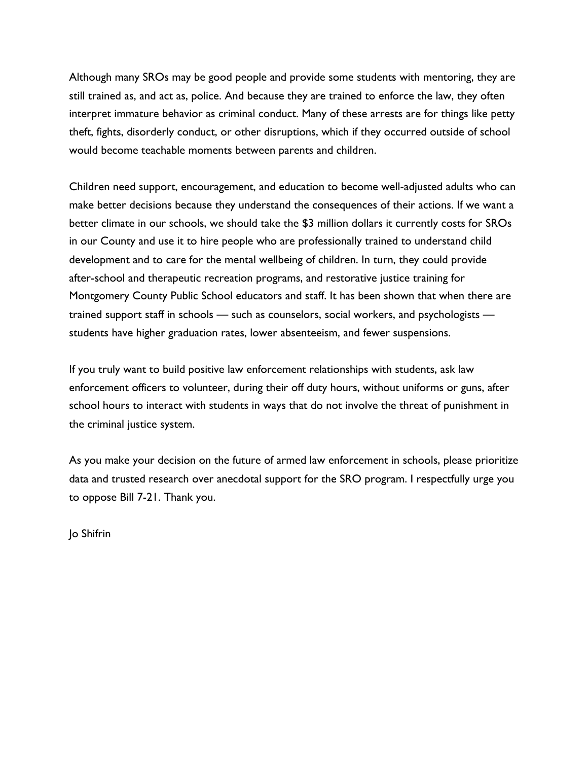Although many SROs may be good people and provide some students with mentoring, they are still trained as, and act as, police. And because they are trained to enforce the law, they often interpret immature behavior as criminal conduct. Many of these arrests are for things like petty theft, fights, disorderly conduct, or other disruptions, which if they occurred outside of school would become teachable moments between parents and children.

Children need support, encouragement, and education to become well-adjusted adults who can make better decisions because they understand the consequences of their actions. If we want a better climate in our schools, we should take the $3 million dollars it currently costs for SROs in our County and use it to hire people who are professionally trained to understand child development and to care for the mental wellbeing of children. In turn, they could provide after-school and therapeutic recreation programs, and restorative justice training for Montgomery County Public School educators and staff. It has been shown that when there are trained support staff in schools — such as counselors, social workers, and psychologists — students have higher graduation rates, lower absenteeism, and fewer suspensions.

If you truly want to build positive law enforcement relationships with students, ask law enforcement officers to volunteer, during their off duty hours, without uniforms or guns, after school hours to interact with students in ways that do not involve the threat of punishment in the criminal justice system.

As you make your decision on the future of armed law enforcement in schools, please prioritize data and trusted research over anecdotal support for the SRO program. I respectfully urge you to oppose Bill 7-21. Thank you.

Jo Shifrin